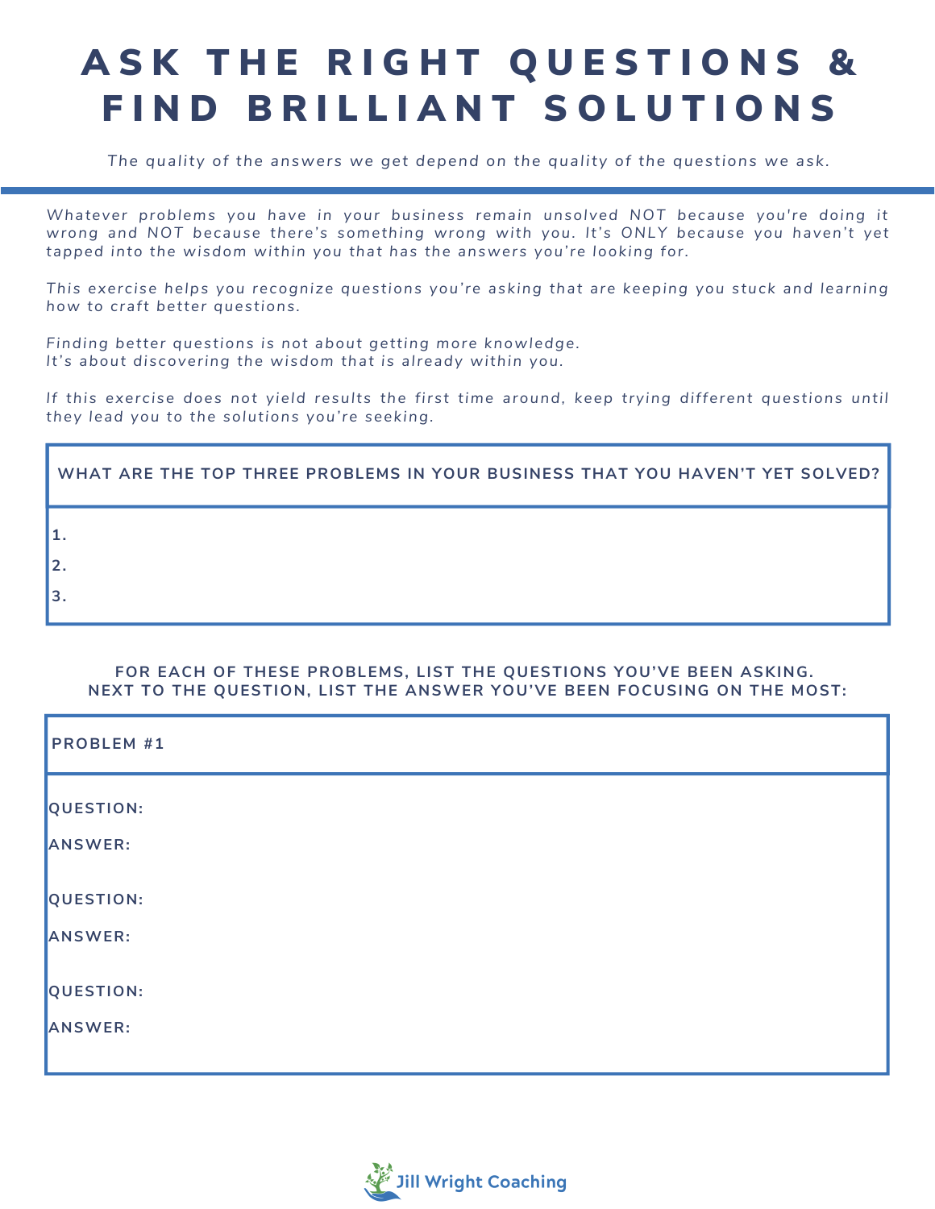# ASK THE RIGHT QUESTIONS & FIND BRILLIANT SOLUTIONS

*The quality of the answers we get depend on the quality of the questions we ask.*

---

*Whatever problems you have in your business remain unsolved NOT because you're doing it wrong and NOT because there's something wrong with you. It's ONLY because you haven't yet tapped into the wisdom within you that has the answers you're looking for.*

*This exercise helps you recognize questions you're asking that are keeping you stuck and learning how to craft better questions.*

*Finding better questions is not about getting more knowledge.*
*It's about discovering the wisdom that is already within you.*

*If this exercise does not yield results the first time around, keep trying different questions until they lead you to the solutions you're seeking.*

| **WHAT ARE THE TOP THREE PROBLEMS IN YOUR BUSINESS THAT YOU HAVEN'T YET SOLVED?** |
|---|
| **1.** |
| **2.** |
| **3.** |

**FOR EACH OF THESE PROBLEMS, LIST THE QUESTIONS YOU'VE BEEN ASKING.**
**NEXT TO THE QUESTION, LIST THE ANSWER YOU'VE BEEN FOCUSING ON THE MOST:**

| **PROBLEM #1** |
|---|
| **QUESTION:** |
| **ANSWER:** |
| **QUESTION:** |
| **ANSWER:** |
| **QUESTION:** |
| **ANSWER:** |

Jill Wright Coaching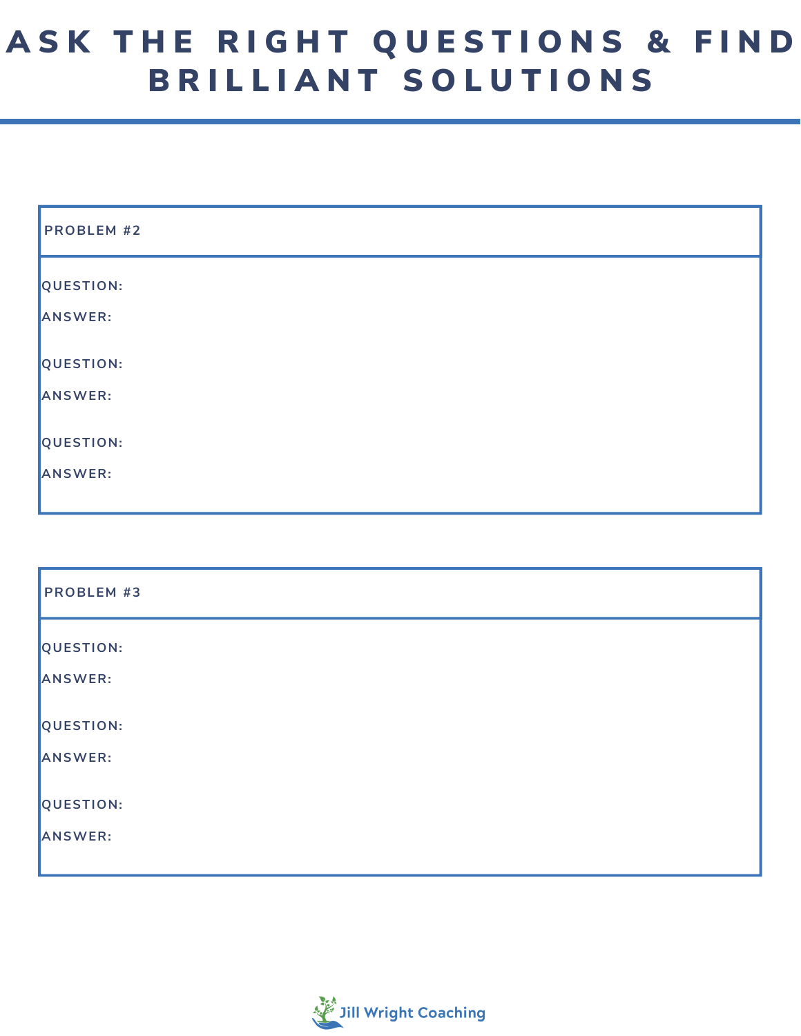# ASK THE RIGHT QUESTIONS & FIND BRILLIANT SOLUTIONS

| PROBLEM #2 |
| --- |
| QUESTION:<br>ANSWER:<br><br>QUESTION:<br>ANSWER:<br><br>QUESTION:<br>ANSWER: |

| PROBLEM #3 |
| --- |
| QUESTION:<br>ANSWER:<br><br>QUESTION:<br>ANSWER:<br><br>QUESTION:<br>ANSWER: |

Jill Wright Coaching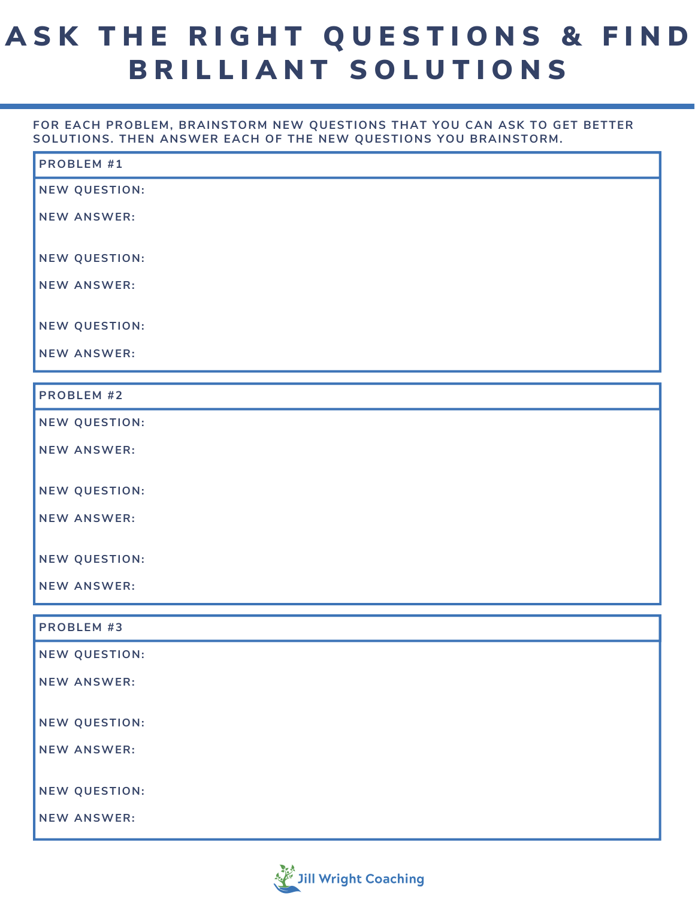# ASK THE RIGHT QUESTIONS & FIND BRILLIANT SOLUTIONS

FOR EACH PROBLEM, BRAINSTORM NEW QUESTIONS THAT YOU CAN ASK TO GET BETTER SOLUTIONS. THEN ANSWER EACH OF THE NEW QUESTIONS YOU BRAINSTORM.

**PROBLEM #1**

NEW QUESTION:

NEW ANSWER:

NEW QUESTION:

NEW ANSWER:

NEW QUESTION:

NEW ANSWER:

**PROBLEM #2**

NEW QUESTION:

NEW ANSWER:

NEW QUESTION:

NEW ANSWER:

NEW QUESTION:

NEW ANSWER:

**PROBLEM #3**

NEW QUESTION:

NEW ANSWER:

NEW QUESTION:

NEW ANSWER:

NEW QUESTION:

NEW ANSWER:

Jill Wright Coaching